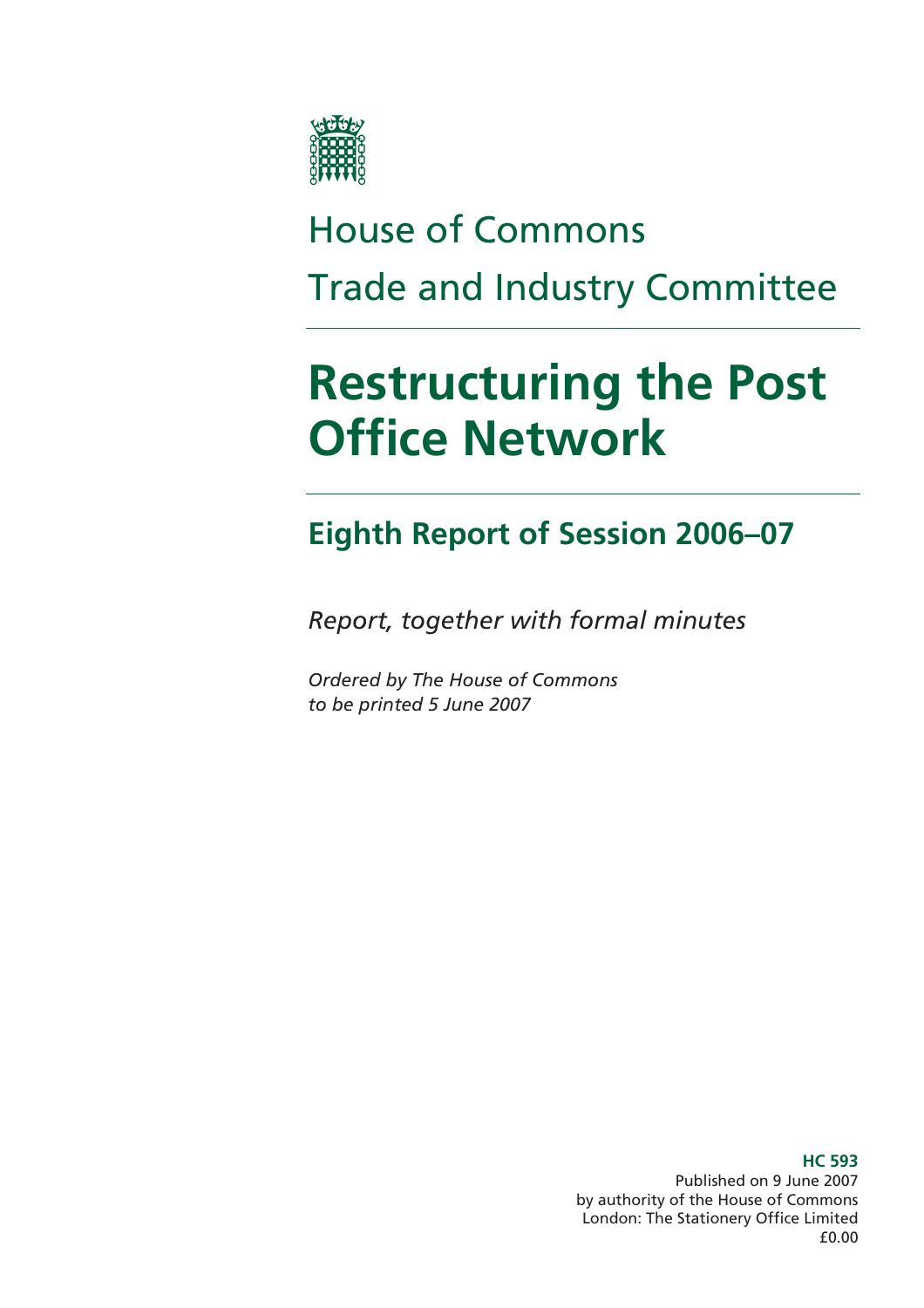House of Commons

Trade and Industry Committee

# Restructuring the Post Office Network

## Eighth Report of Session 2006–07

*Report, together with formal minutes*

*Ordered by The House of Commons to be printed 5 June 2007*

**HC 593**
Published on 9 June 2007
by authority of the House of Commons
London: The Stationery Office Limited
£0.00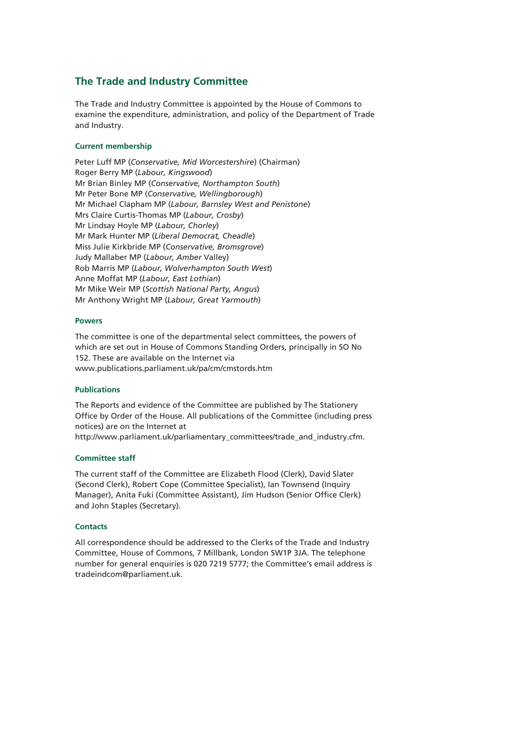## The Trade and Industry Committee

The Trade and Industry Committee is appointed by the House of Commons to examine the expenditure, administration, and policy of the Department of Trade and Industry.

### Current membership

Peter Luff MP (*Conservative, Mid Worcestershire*) (Chairman)
Roger Berry MP (*Labour, Kingswood*)
Mr Brian Binley MP (*Conservative, Northampton South*)
Mr Peter Bone MP (*Conservative, Wellingborough*)
Mr Michael Clapham MP (*Labour, Barnsley West and Penistone*)
Mrs Claire Curtis-Thomas MP (*Labour, Crosby*)
Mr Lindsay Hoyle MP (*Labour, Chorley*)
Mr Mark Hunter MP (*Liberal Democrat, Cheadle*)
Miss Julie Kirkbride MP (*Conservative, Bromsgrove*)
Judy Mallaber MP (*Labour, Amber* Valley)
Rob Marris MP (*Labour, Wolverhampton South West*)
Anne Moffat MP (*Labour, East Lothian*)
Mr Mike Weir MP (*Scottish National Party, Angus*)
Mr Anthony Wright MP (*Labour, Great Yarmouth*)

### Powers

The committee is one of the departmental select committees, the powers of which are set out in House of Commons Standing Orders, principally in SO No 152. These are available on the Internet via www.publications.parliament.uk/pa/cm/cmstords.htm

### Publications

The Reports and evidence of the Committee are published by The Stationery Office by Order of the House. All publications of the Committee (including press notices) are on the Internet at http://www.parliament.uk/parliamentary_committees/trade_and_industry.cfm.

### Committee staff

The current staff of the Committee are Elizabeth Flood (Clerk), David Slater (Second Clerk), Robert Cope (Committee Specialist), Ian Townsend (Inquiry Manager), Anita Fuki (Committee Assistant), Jim Hudson (Senior Office Clerk) and John Staples (Secretary).

### Contacts

All correspondence should be addressed to the Clerks of the Trade and Industry Committee, House of Commons, 7 Millbank, London SW1P 3JA. The telephone number for general enquiries is 020 7219 5777; the Committee's email address is tradeindcom@parliament.uk.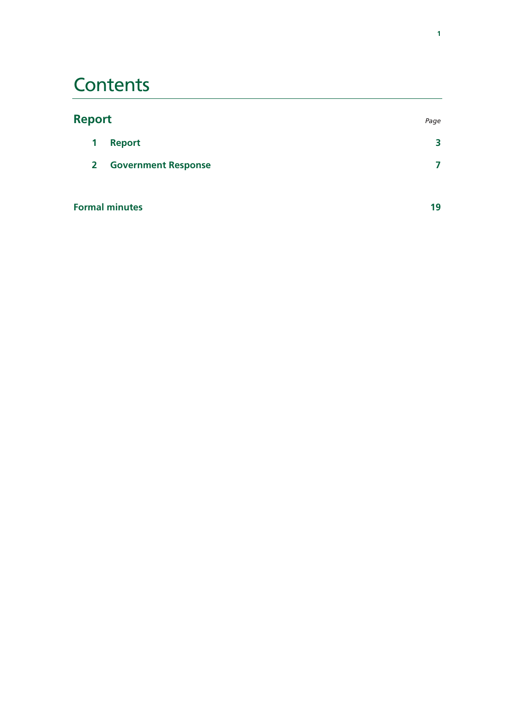# Contents

| Report | | *Page* |
|---|---|---|
| **1** | **Report** | **3** |
| **2** | **Government Response** | **7** |
| **Formal minutes** | | **19** |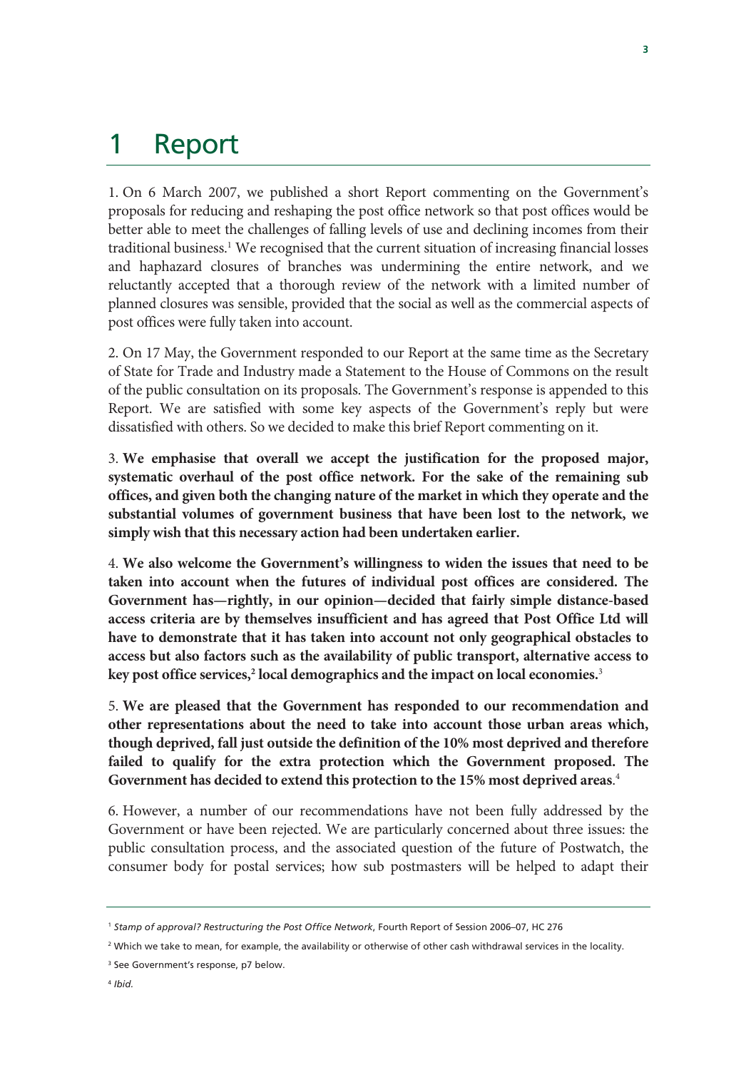# 1 Report

1. On 6 March 2007, we published a short Report commenting on the Government's proposals for reducing and reshaping the post office network so that post offices would be better able to meet the challenges of falling levels of use and declining incomes from their traditional business.[1] We recognised that the current situation of increasing financial losses and haphazard closures of branches was undermining the entire network, and we reluctantly accepted that a thorough review of the network with a limited number of planned closures was sensible, provided that the social as well as the commercial aspects of post offices were fully taken into account.

2. On 17 May, the Government responded to our Report at the same time as the Secretary of State for Trade and Industry made a Statement to the House of Commons on the result of the public consultation on its proposals. The Government's response is appended to this Report. We are satisfied with some key aspects of the Government's reply but were dissatisfied with others. So we decided to make this brief Report commenting on it.

3. **We emphasise that overall we accept the justification for the proposed major, systematic overhaul of the post office network. For the sake of the remaining sub offices, and given both the changing nature of the market in which they operate and the substantial volumes of government business that have been lost to the network, we simply wish that this necessary action had been undertaken earlier.**

4. **We also welcome the Government's willingness to widen the issues that need to be taken into account when the futures of individual post offices are considered. The Government has—rightly, in our opinion—decided that fairly simple distance-based access criteria are by themselves insufficient and has agreed that Post Office Ltd will have to demonstrate that it has taken into account not only geographical obstacles to access but also factors such as the availability of public transport, alternative access to key post office services,[2] local demographics and the impact on local economies.**[3]

5. **We are pleased that the Government has responded to our recommendation and other representations about the need to take into account those urban areas which, though deprived, fall just outside the definition of the 10% most deprived and therefore failed to qualify for the extra protection which the Government proposed. The Government has decided to extend this protection to the 15% most deprived areas**.[4]

6. However, a number of our recommendations have not been fully addressed by the Government or have been rejected. We are particularly concerned about three issues: the public consultation process, and the associated question of the future of Postwatch, the consumer body for postal services; how sub postmasters will be helped to adapt their

---

[1] *Stamp of approval? Restructuring the Post Office Network*, Fourth Report of Session 2006–07, HC 276

[2] Which we take to mean, for example, the availability or otherwise of other cash withdrawal services in the locality.

[3] See Government's response, p7 below.

[4] *Ibid.*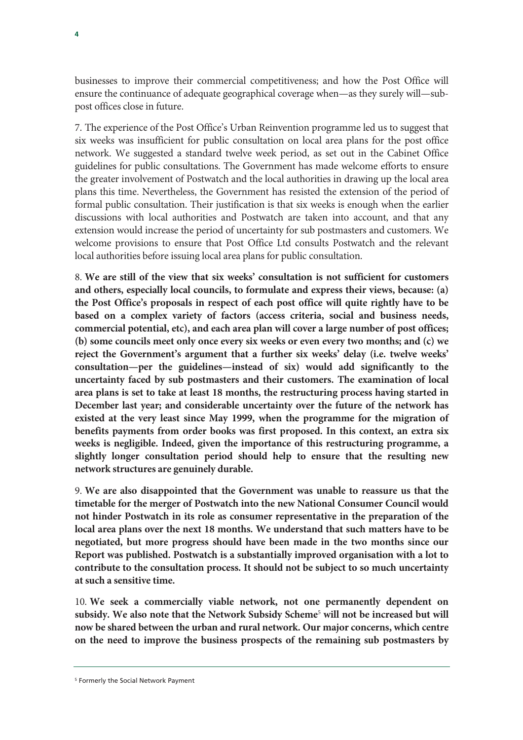businesses to improve their commercial competitiveness; and how the Post Office will ensure the continuance of adequate geographical coverage when—as they surely will—sub-post offices close in future.

7. The experience of the Post Office's Urban Reinvention programme led us to suggest that six weeks was insufficient for public consultation on local area plans for the post office network. We suggested a standard twelve week period, as set out in the Cabinet Office guidelines for public consultations. The Government has made welcome efforts to ensure the greater involvement of Postwatch and the local authorities in drawing up the local area plans this time. Nevertheless, the Government has resisted the extension of the period of formal public consultation. Their justification is that six weeks is enough when the earlier discussions with local authorities and Postwatch are taken into account, and that any extension would increase the period of uncertainty for sub postmasters and customers. We welcome provisions to ensure that Post Office Ltd consults Postwatch and the relevant local authorities before issuing local area plans for public consultation.

8. **We are still of the view that six weeks' consultation is not sufficient for customers and others, especially local councils, to formulate and express their views, because: (a) the Post Office's proposals in respect of each post office will quite rightly have to be based on a complex variety of factors (access criteria, social and business needs, commercial potential, etc), and each area plan will cover a large number of post offices; (b) some councils meet only once every six weeks or even every two months; and (c) we reject the Government's argument that a further six weeks' delay (i.e. twelve weeks' consultation—per the guidelines—instead of six) would add significantly to the uncertainty faced by sub postmasters and their customers. The examination of local area plans is set to take at least 18 months, the restructuring process having started in December last year; and considerable uncertainty over the future of the network has existed at the very least since May 1999, when the programme for the migration of benefits payments from order books was first proposed. In this context, an extra six weeks is negligible. Indeed, given the importance of this restructuring programme, a slightly longer consultation period should help to ensure that the resulting new network structures are genuinely durable.**

9. **We are also disappointed that the Government was unable to reassure us that the timetable for the merger of Postwatch into the new National Consumer Council would not hinder Postwatch in its role as consumer representative in the preparation of the local area plans over the next 18 months. We understand that such matters have to be negotiated, but more progress should have been made in the two months since our Report was published. Postwatch is a substantially improved organisation with a lot to contribute to the consultation process. It should not be subject to so much uncertainty at such a sensitive time.**

10. **We seek a commercially viable network, not one permanently dependent on subsidy. We also note that the Network Subsidy Scheme[5] will not be increased but will now be shared between the urban and rural network. Our major concerns, which centre on the need to improve the business prospects of the remaining sub postmasters by**

[5] Formerly the Social Network Payment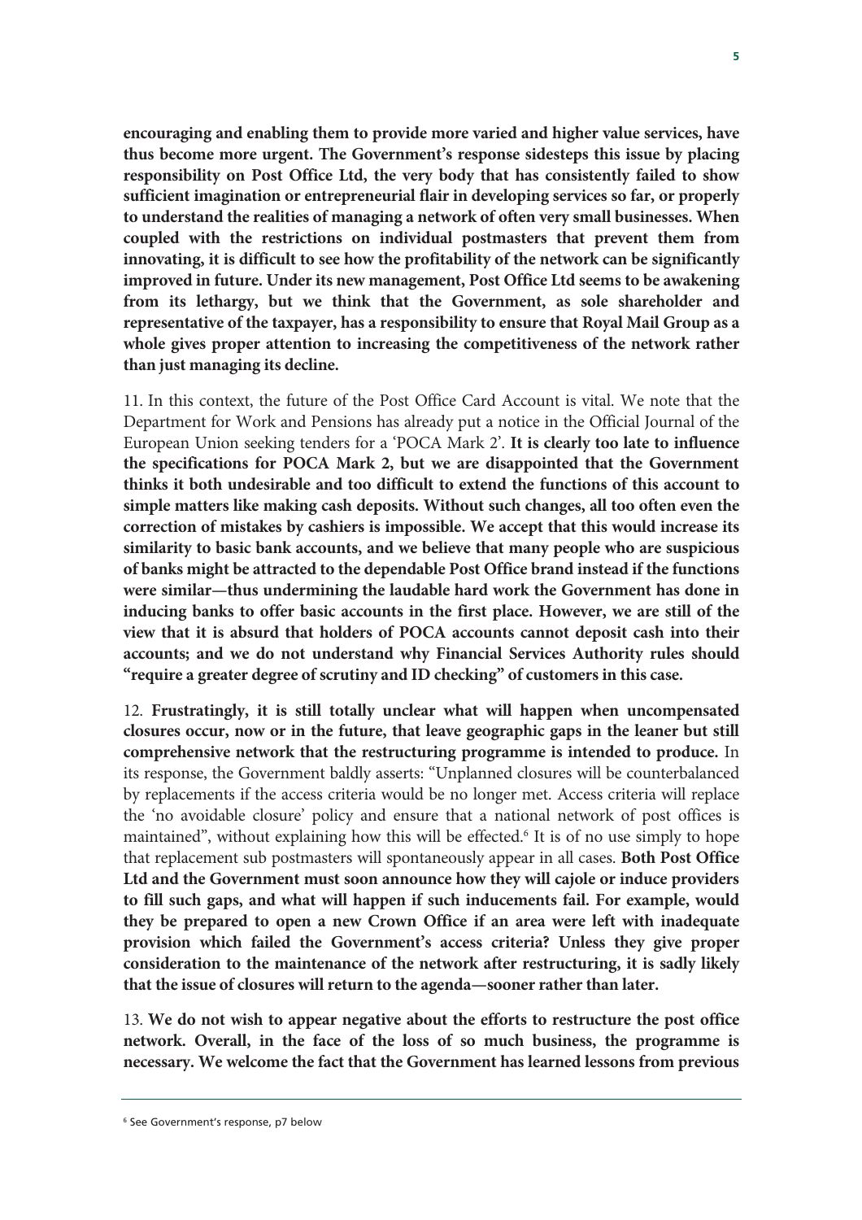**encouraging and enabling them to provide more varied and higher value services, have thus become more urgent. The Government's response sidesteps this issue by placing responsibility on Post Office Ltd, the very body that has consistently failed to show sufficient imagination or entrepreneurial flair in developing services so far, or properly to understand the realities of managing a network of often very small businesses. When coupled with the restrictions on individual postmasters that prevent them from innovating, it is difficult to see how the profitability of the network can be significantly improved in future. Under its new management, Post Office Ltd seems to be awakening from its lethargy, but we think that the Government, as sole shareholder and representative of the taxpayer, has a responsibility to ensure that Royal Mail Group as a whole gives proper attention to increasing the competitiveness of the network rather than just managing its decline.**

11. In this context, the future of the Post Office Card Account is vital. We note that the Department for Work and Pensions has already put a notice in the Official Journal of the European Union seeking tenders for a 'POCA Mark 2'. **It is clearly too late to influence the specifications for POCA Mark 2, but we are disappointed that the Government thinks it both undesirable and too difficult to extend the functions of this account to simple matters like making cash deposits. Without such changes, all too often even the correction of mistakes by cashiers is impossible. We accept that this would increase its similarity to basic bank accounts, and we believe that many people who are suspicious of banks might be attracted to the dependable Post Office brand instead if the functions were similar—thus undermining the laudable hard work the Government has done in inducing banks to offer basic accounts in the first place. However, we are still of the view that it is absurd that holders of POCA accounts cannot deposit cash into their accounts; and we do not understand why Financial Services Authority rules should "require a greater degree of scrutiny and ID checking" of customers in this case.**

12. **Frustratingly, it is still totally unclear what will happen when uncompensated closures occur, now or in the future, that leave geographic gaps in the leaner but still comprehensive network that the restructuring programme is intended to produce.** In its response, the Government baldly asserts: "Unplanned closures will be counterbalanced by replacements if the access criteria would be no longer met. Access criteria will replace the 'no avoidable closure' policy and ensure that a national network of post offices is maintained", without explaining how this will be effected.[6] It is of no use simply to hope that replacement sub postmasters will spontaneously appear in all cases. **Both Post Office Ltd and the Government must soon announce how they will cajole or induce providers to fill such gaps, and what will happen if such inducements fail. For example, would they be prepared to open a new Crown Office if an area were left with inadequate provision which failed the Government's access criteria? Unless they give proper consideration to the maintenance of the network after restructuring, it is sadly likely that the issue of closures will return to the agenda—sooner rather than later.**

13. **We do not wish to appear negative about the efforts to restructure the post office network. Overall, in the face of the loss of so much business, the programme is necessary. We welcome the fact that the Government has learned lessons from previous**

[6] See Government's response, p7 below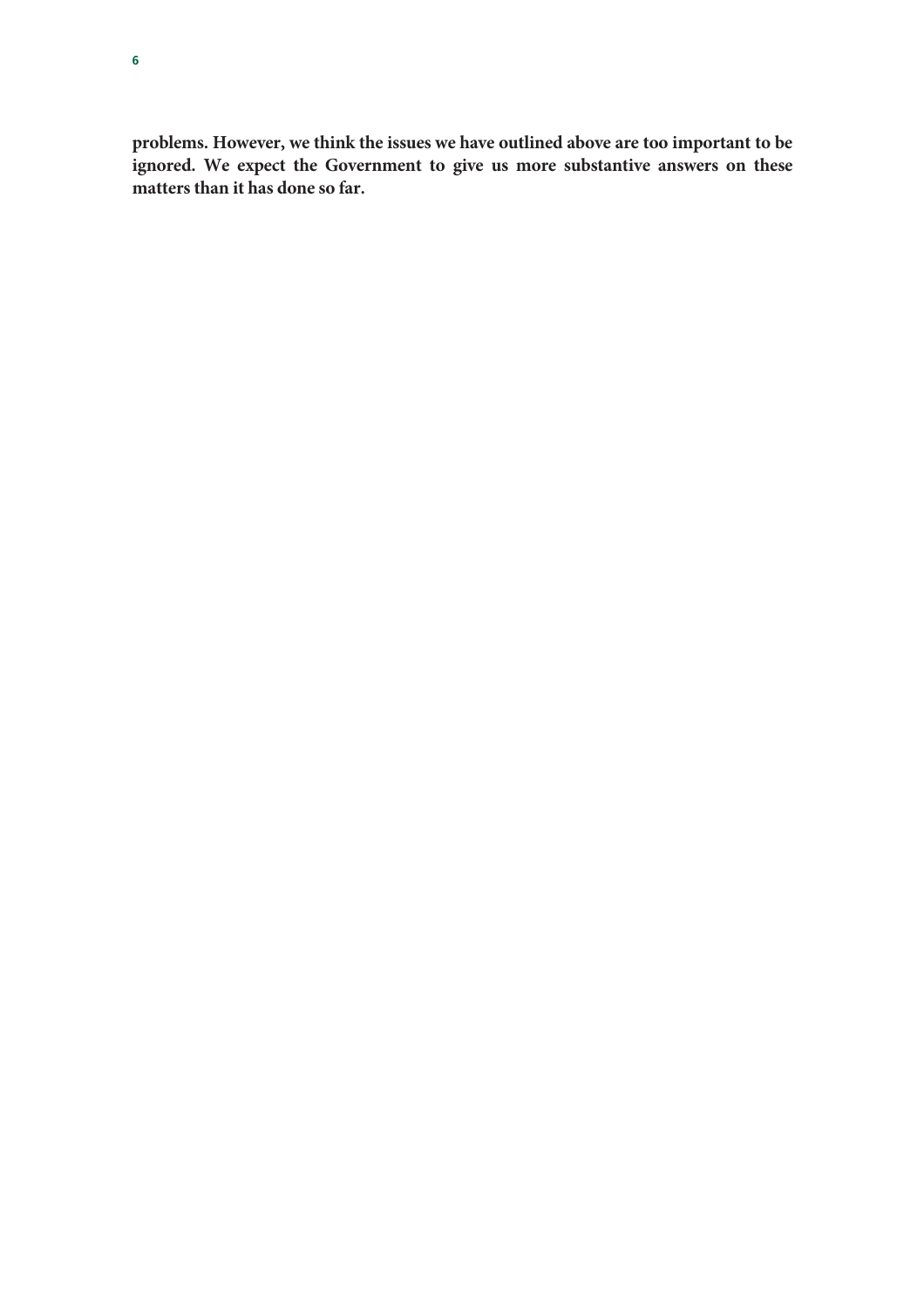**problems. However, we think the issues we have outlined above are too important to be ignored. We expect the Government to give us more substantive answers on these matters than it has done so far.**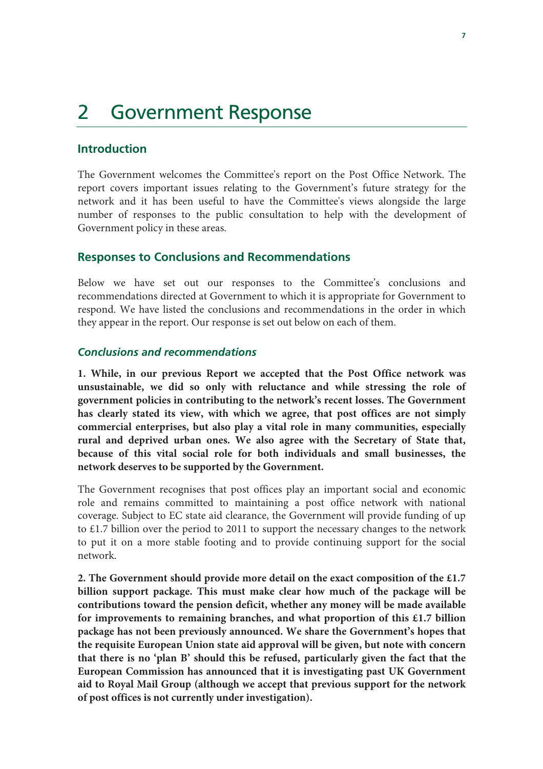# 2 Government Response

## Introduction

The Government welcomes the Committee's report on the Post Office Network. The report covers important issues relating to the Government's future strategy for the network and it has been useful to have the Committee's views alongside the large number of responses to the public consultation to help with the development of Government policy in these areas.

## Responses to Conclusions and Recommendations

Below we have set out our responses to the Committee's conclusions and recommendations directed at Government to which it is appropriate for Government to respond. We have listed the conclusions and recommendations in the order in which they appear in the report. Our response is set out below on each of them.

### *Conclusions and recommendations*

**1. While, in our previous Report we accepted that the Post Office network was unsustainable, we did so only with reluctance and while stressing the role of government policies in contributing to the network's recent losses. The Government has clearly stated its view, with which we agree, that post offices are not simply commercial enterprises, but also play a vital role in many communities, especially rural and deprived urban ones. We also agree with the Secretary of State that, because of this vital social role for both individuals and small businesses, the network deserves to be supported by the Government.**

The Government recognises that post offices play an important social and economic role and remains committed to maintaining a post office network with national coverage. Subject to EC state aid clearance, the Government will provide funding of up to £1.7 billion over the period to 2011 to support the necessary changes to the network to put it on a more stable footing and to provide continuing support for the social network.

**2. The Government should provide more detail on the exact composition of the £1.7 billion support package. This must make clear how much of the package will be contributions toward the pension deficit, whether any money will be made available for improvements to remaining branches, and what proportion of this £1.7 billion package has not been previously announced. We share the Government's hopes that the requisite European Union state aid approval will be given, but note with concern that there is no 'plan B' should this be refused, particularly given the fact that the European Commission has announced that it is investigating past UK Government aid to Royal Mail Group (although we accept that previous support for the network of post offices is not currently under investigation).**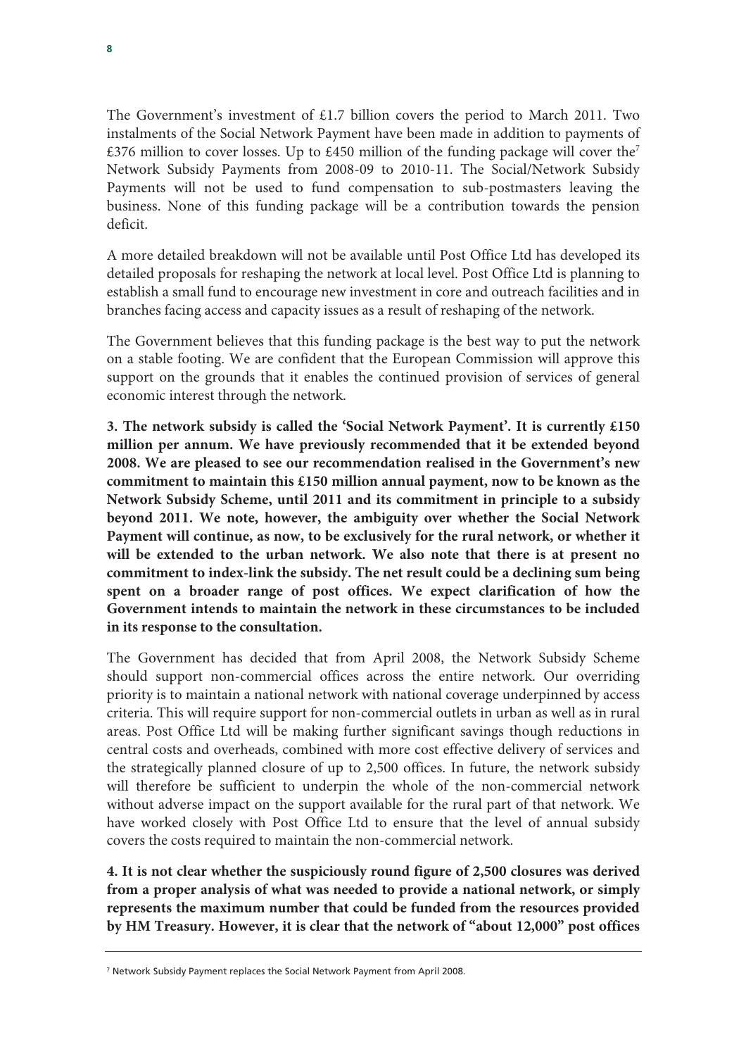The Government's investment of £1.7 billion covers the period to March 2011. Two instalments of the Social Network Payment have been made in addition to payments of £376 million to cover losses. Up to £450 million of the funding package will cover the[7] Network Subsidy Payments from 2008-09 to 2010-11. The Social/Network Subsidy Payments will not be used to fund compensation to sub-postmasters leaving the business. None of this funding package will be a contribution towards the pension deficit.

A more detailed breakdown will not be available until Post Office Ltd has developed its detailed proposals for reshaping the network at local level. Post Office Ltd is planning to establish a small fund to encourage new investment in core and outreach facilities and in branches facing access and capacity issues as a result of reshaping of the network.

The Government believes that this funding package is the best way to put the network on a stable footing. We are confident that the European Commission will approve this support on the grounds that it enables the continued provision of services of general economic interest through the network.

**3. The network subsidy is called the 'Social Network Payment'. It is currently £150 million per annum. We have previously recommended that it be extended beyond 2008. We are pleased to see our recommendation realised in the Government's new commitment to maintain this £150 million annual payment, now to be known as the Network Subsidy Scheme, until 2011 and its commitment in principle to a subsidy beyond 2011. We note, however, the ambiguity over whether the Social Network Payment will continue, as now, to be exclusively for the rural network, or whether it will be extended to the urban network. We also note that there is at present no commitment to index-link the subsidy. The net result could be a declining sum being spent on a broader range of post offices. We expect clarification of how the Government intends to maintain the network in these circumstances to be included in its response to the consultation.**

The Government has decided that from April 2008, the Network Subsidy Scheme should support non-commercial offices across the entire network. Our overriding priority is to maintain a national network with national coverage underpinned by access criteria. This will require support for non-commercial outlets in urban as well as in rural areas. Post Office Ltd will be making further significant savings though reductions in central costs and overheads, combined with more cost effective delivery of services and the strategically planned closure of up to 2,500 offices. In future, the network subsidy will therefore be sufficient to underpin the whole of the non-commercial network without adverse impact on the support available for the rural part of that network. We have worked closely with Post Office Ltd to ensure that the level of annual subsidy covers the costs required to maintain the non-commercial network.

**4. It is not clear whether the suspiciously round figure of 2,500 closures was derived from a proper analysis of what was needed to provide a national network, or simply represents the maximum number that could be funded from the resources provided by HM Treasury. However, it is clear that the network of "about 12,000" post offices**

[7] Network Subsidy Payment replaces the Social Network Payment from April 2008.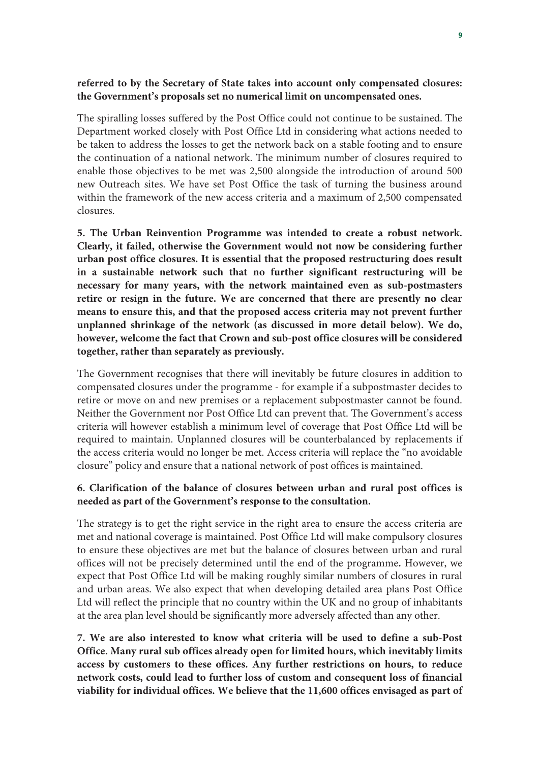**referred to by the Secretary of State takes into account only compensated closures: the Government's proposals set no numerical limit on uncompensated ones.**

The spiralling losses suffered by the Post Office could not continue to be sustained. The Department worked closely with Post Office Ltd in considering what actions needed to be taken to address the losses to get the network back on a stable footing and to ensure the continuation of a national network. The minimum number of closures required to enable those objectives to be met was 2,500 alongside the introduction of around 500 new Outreach sites. We have set Post Office the task of turning the business around within the framework of the new access criteria and a maximum of 2,500 compensated closures.

**5. The Urban Reinvention Programme was intended to create a robust network. Clearly, it failed, otherwise the Government would not now be considering further urban post office closures. It is essential that the proposed restructuring does result in a sustainable network such that no further significant restructuring will be necessary for many years, with the network maintained even as sub-postmasters retire or resign in the future. We are concerned that there are presently no clear means to ensure this, and that the proposed access criteria may not prevent further unplanned shrinkage of the network (as discussed in more detail below). We do, however, welcome the fact that Crown and sub-post office closures will be considered together, rather than separately as previously.**

The Government recognises that there will inevitably be future closures in addition to compensated closures under the programme - for example if a subpostmaster decides to retire or move on and new premises or a replacement subpostmaster cannot be found. Neither the Government nor Post Office Ltd can prevent that. The Government's access criteria will however establish a minimum level of coverage that Post Office Ltd will be required to maintain. Unplanned closures will be counterbalanced by replacements if the access criteria would no longer be met. Access criteria will replace the "no avoidable closure" policy and ensure that a national network of post offices is maintained.

**6. Clarification of the balance of closures between urban and rural post offices is needed as part of the Government's response to the consultation.**

The strategy is to get the right service in the right area to ensure the access criteria are met and national coverage is maintained. Post Office Ltd will make compulsory closures to ensure these objectives are met but the balance of closures between urban and rural offices will not be precisely determined until the end of the programme**.** However, we expect that Post Office Ltd will be making roughly similar numbers of closures in rural and urban areas. We also expect that when developing detailed area plans Post Office Ltd will reflect the principle that no country within the UK and no group of inhabitants at the area plan level should be significantly more adversely affected than any other.

**7. We are also interested to know what criteria will be used to define a sub-Post Office. Many rural sub offices already open for limited hours, which inevitably limits access by customers to these offices. Any further restrictions on hours, to reduce network costs, could lead to further loss of custom and consequent loss of financial viability for individual offices. We believe that the 11,600 offices envisaged as part of**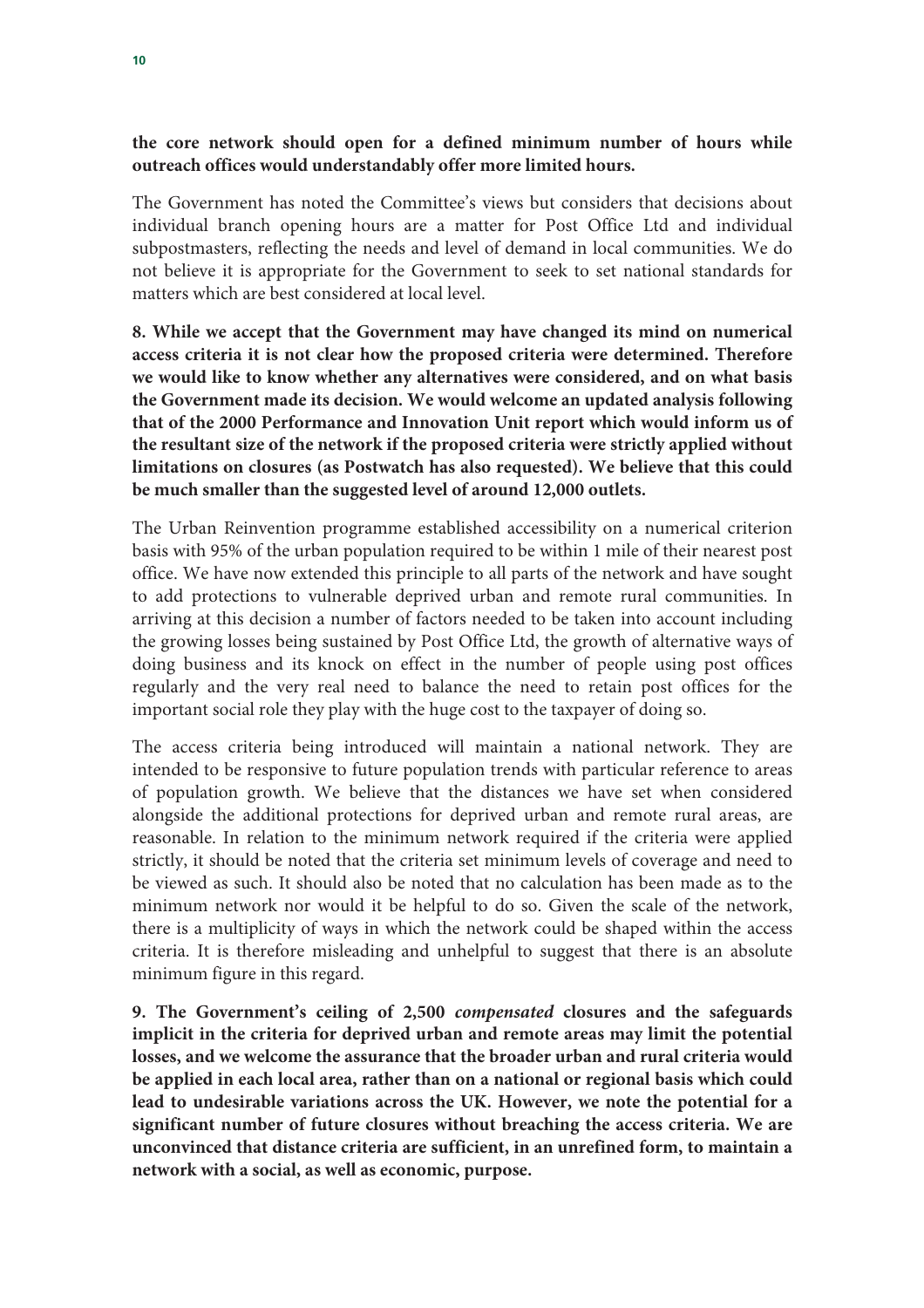**the core network should open for a defined minimum number of hours while outreach offices would understandably offer more limited hours.**

The Government has noted the Committee's views but considers that decisions about individual branch opening hours are a matter for Post Office Ltd and individual subpostmasters, reflecting the needs and level of demand in local communities. We do not believe it is appropriate for the Government to seek to set national standards for matters which are best considered at local level.

**8. While we accept that the Government may have changed its mind on numerical access criteria it is not clear how the proposed criteria were determined. Therefore we would like to know whether any alternatives were considered, and on what basis the Government made its decision. We would welcome an updated analysis following that of the 2000 Performance and Innovation Unit report which would inform us of the resultant size of the network if the proposed criteria were strictly applied without limitations on closures (as Postwatch has also requested). We believe that this could be much smaller than the suggested level of around 12,000 outlets.**

The Urban Reinvention programme established accessibility on a numerical criterion basis with 95% of the urban population required to be within 1 mile of their nearest post office. We have now extended this principle to all parts of the network and have sought to add protections to vulnerable deprived urban and remote rural communities. In arriving at this decision a number of factors needed to be taken into account including the growing losses being sustained by Post Office Ltd, the growth of alternative ways of doing business and its knock on effect in the number of people using post offices regularly and the very real need to balance the need to retain post offices for the important social role they play with the huge cost to the taxpayer of doing so.

The access criteria being introduced will maintain a national network. They are intended to be responsive to future population trends with particular reference to areas of population growth. We believe that the distances we have set when considered alongside the additional protections for deprived urban and remote rural areas, are reasonable. In relation to the minimum network required if the criteria were applied strictly, it should be noted that the criteria set minimum levels of coverage and need to be viewed as such. It should also be noted that no calculation has been made as to the minimum network nor would it be helpful to do so. Given the scale of the network, there is a multiplicity of ways in which the network could be shaped within the access criteria. It is therefore misleading and unhelpful to suggest that there is an absolute minimum figure in this regard.

**9. The Government's ceiling of 2,500 *compensated* closures and the safeguards implicit in the criteria for deprived urban and remote areas may limit the potential losses, and we welcome the assurance that the broader urban and rural criteria would be applied in each local area, rather than on a national or regional basis which could lead to undesirable variations across the UK. However, we note the potential for a significant number of future closures without breaching the access criteria. We are unconvinced that distance criteria are sufficient, in an unrefined form, to maintain a network with a social, as well as economic, purpose.**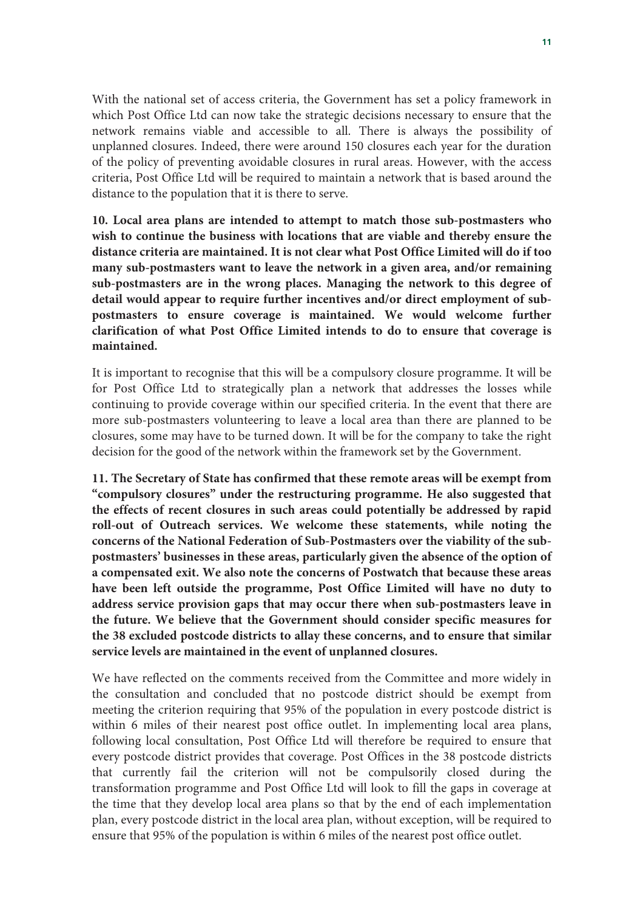With the national set of access criteria, the Government has set a policy framework in which Post Office Ltd can now take the strategic decisions necessary to ensure that the network remains viable and accessible to all. There is always the possibility of unplanned closures. Indeed, there were around 150 closures each year for the duration of the policy of preventing avoidable closures in rural areas. However, with the access criteria, Post Office Ltd will be required to maintain a network that is based around the distance to the population that it is there to serve.

**10. Local area plans are intended to attempt to match those sub-postmasters who wish to continue the business with locations that are viable and thereby ensure the distance criteria are maintained. It is not clear what Post Office Limited will do if too many sub-postmasters want to leave the network in a given area, and/or remaining sub-postmasters are in the wrong places. Managing the network to this degree of detail would appear to require further incentives and/or direct employment of sub-postmasters to ensure coverage is maintained. We would welcome further clarification of what Post Office Limited intends to do to ensure that coverage is maintained.**

It is important to recognise that this will be a compulsory closure programme. It will be for Post Office Ltd to strategically plan a network that addresses the losses while continuing to provide coverage within our specified criteria. In the event that there are more sub-postmasters volunteering to leave a local area than there are planned to be closures, some may have to be turned down. It will be for the company to take the right decision for the good of the network within the framework set by the Government.

**11. The Secretary of State has confirmed that these remote areas will be exempt from "compulsory closures" under the restructuring programme. He also suggested that the effects of recent closures in such areas could potentially be addressed by rapid roll-out of Outreach services. We welcome these statements, while noting the concerns of the National Federation of Sub-Postmasters over the viability of the sub-postmasters' businesses in these areas, particularly given the absence of the option of a compensated exit. We also note the concerns of Postwatch that because these areas have been left outside the programme, Post Office Limited will have no duty to address service provision gaps that may occur there when sub-postmasters leave in the future. We believe that the Government should consider specific measures for the 38 excluded postcode districts to allay these concerns, and to ensure that similar service levels are maintained in the event of unplanned closures.**

We have reflected on the comments received from the Committee and more widely in the consultation and concluded that no postcode district should be exempt from meeting the criterion requiring that 95% of the population in every postcode district is within 6 miles of their nearest post office outlet. In implementing local area plans, following local consultation, Post Office Ltd will therefore be required to ensure that every postcode district provides that coverage. Post Offices in the 38 postcode districts that currently fail the criterion will not be compulsorily closed during the transformation programme and Post Office Ltd will look to fill the gaps in coverage at the time that they develop local area plans so that by the end of each implementation plan, every postcode district in the local area plan, without exception, will be required to ensure that 95% of the population is within 6 miles of the nearest post office outlet.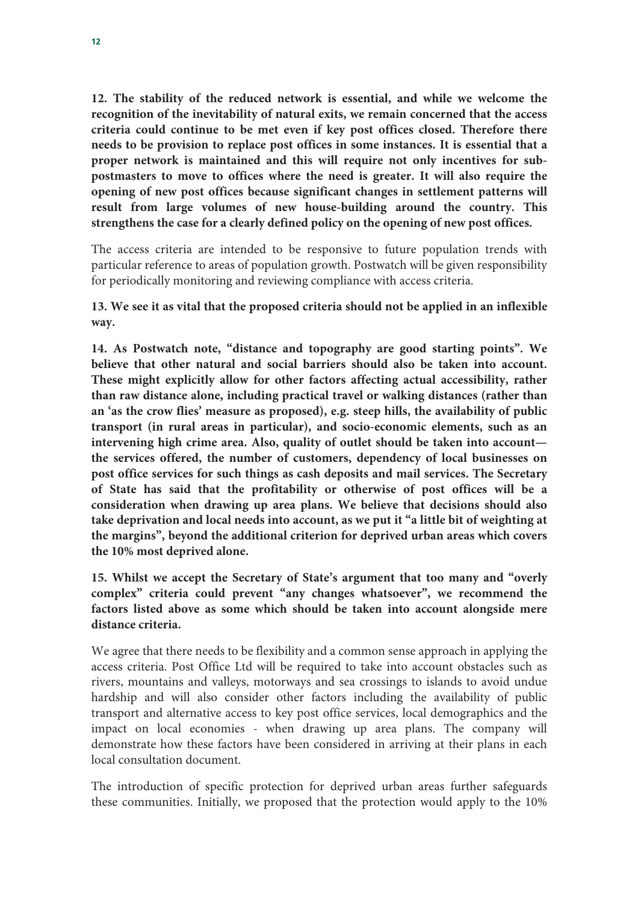**12. The stability of the reduced network is essential, and while we welcome the recognition of the inevitability of natural exits, we remain concerned that the access criteria could continue to be met even if key post offices closed. Therefore there needs to be provision to replace post offices in some instances. It is essential that a proper network is maintained and this will require not only incentives for sub-postmasters to move to offices where the need is greater. It will also require the opening of new post offices because significant changes in settlement patterns will result from large volumes of new house-building around the country. This strengthens the case for a clearly defined policy on the opening of new post offices.**

The access criteria are intended to be responsive to future population trends with particular reference to areas of population growth. Postwatch will be given responsibility for periodically monitoring and reviewing compliance with access criteria.

**13. We see it as vital that the proposed criteria should not be applied in an inflexible way.**

**14. As Postwatch note, "distance and topography are good starting points". We believe that other natural and social barriers should also be taken into account. These might explicitly allow for other factors affecting actual accessibility, rather than raw distance alone, including practical travel or walking distances (rather than an 'as the crow flies' measure as proposed), e.g. steep hills, the availability of public transport (in rural areas in particular), and socio-economic elements, such as an intervening high crime area. Also, quality of outlet should be taken into account—the services offered, the number of customers, dependency of local businesses on post office services for such things as cash deposits and mail services. The Secretary of State has said that the profitability or otherwise of post offices will be a consideration when drawing up area plans. We believe that decisions should also take deprivation and local needs into account, as we put it "a little bit of weighting at the margins", beyond the additional criterion for deprived urban areas which covers the 10% most deprived alone.**

**15. Whilst we accept the Secretary of State's argument that too many and "overly complex" criteria could prevent "any changes whatsoever", we recommend the factors listed above as some which should be taken into account alongside mere distance criteria.**

We agree that there needs to be flexibility and a common sense approach in applying the access criteria. Post Office Ltd will be required to take into account obstacles such as rivers, mountains and valleys, motorways and sea crossings to islands to avoid undue hardship and will also consider other factors including the availability of public transport and alternative access to key post office services, local demographics and the impact on local economies - when drawing up area plans. The company will demonstrate how these factors have been considered in arriving at their plans in each local consultation document.

The introduction of specific protection for deprived urban areas further safeguards these communities. Initially, we proposed that the protection would apply to the 10%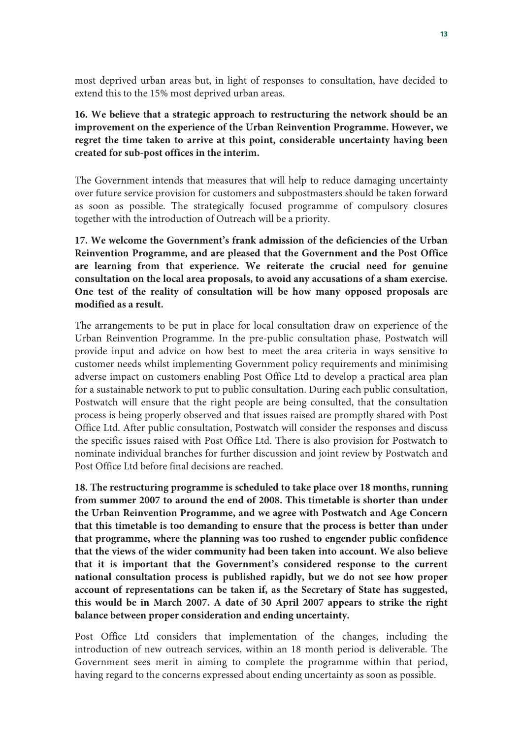most deprived urban areas but, in light of responses to consultation, have decided to extend this to the 15% most deprived urban areas.

**16. We believe that a strategic approach to restructuring the network should be an improvement on the experience of the Urban Reinvention Programme. However, we regret the time taken to arrive at this point, considerable uncertainty having been created for sub-post offices in the interim.**

The Government intends that measures that will help to reduce damaging uncertainty over future service provision for customers and subpostmasters should be taken forward as soon as possible. The strategically focused programme of compulsory closures together with the introduction of Outreach will be a priority.

**17. We welcome the Government's frank admission of the deficiencies of the Urban Reinvention Programme, and are pleased that the Government and the Post Office are learning from that experience. We reiterate the crucial need for genuine consultation on the local area proposals, to avoid any accusations of a sham exercise. One test of the reality of consultation will be how many opposed proposals are modified as a result.**

The arrangements to be put in place for local consultation draw on experience of the Urban Reinvention Programme. In the pre-public consultation phase, Postwatch will provide input and advice on how best to meet the area criteria in ways sensitive to customer needs whilst implementing Government policy requirements and minimising adverse impact on customers enabling Post Office Ltd to develop a practical area plan for a sustainable network to put to public consultation. During each public consultation, Postwatch will ensure that the right people are being consulted, that the consultation process is being properly observed and that issues raised are promptly shared with Post Office Ltd. After public consultation, Postwatch will consider the responses and discuss the specific issues raised with Post Office Ltd. There is also provision for Postwatch to nominate individual branches for further discussion and joint review by Postwatch and Post Office Ltd before final decisions are reached.

**18. The restructuring programme is scheduled to take place over 18 months, running from summer 2007 to around the end of 2008. This timetable is shorter than under the Urban Reinvention Programme, and we agree with Postwatch and Age Concern that this timetable is too demanding to ensure that the process is better than under that programme, where the planning was too rushed to engender public confidence that the views of the wider community had been taken into account. We also believe that it is important that the Government's considered response to the current national consultation process is published rapidly, but we do not see how proper account of representations can be taken if, as the Secretary of State has suggested, this would be in March 2007. A date of 30 April 2007 appears to strike the right balance between proper consideration and ending uncertainty.**

Post Office Ltd considers that implementation of the changes, including the introduction of new outreach services, within an 18 month period is deliverable. The Government sees merit in aiming to complete the programme within that period, having regard to the concerns expressed about ending uncertainty as soon as possible.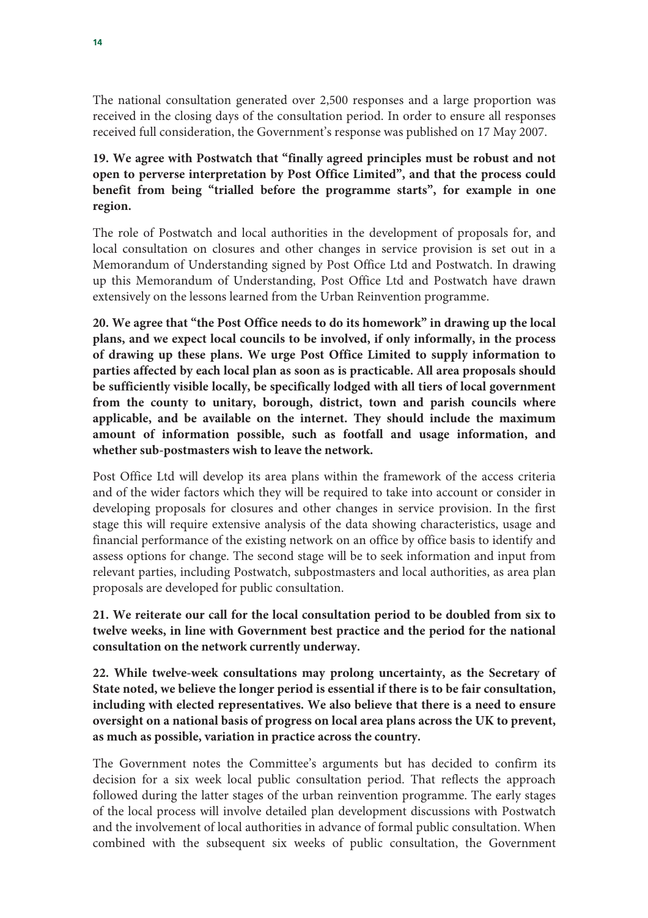The national consultation generated over 2,500 responses and a large proportion was received in the closing days of the consultation period. In order to ensure all responses received full consideration, the Government's response was published on 17 May 2007.

**19. We agree with Postwatch that "finally agreed principles must be robust and not open to perverse interpretation by Post Office Limited", and that the process could benefit from being "trialled before the programme starts", for example in one region.**

The role of Postwatch and local authorities in the development of proposals for, and local consultation on closures and other changes in service provision is set out in a Memorandum of Understanding signed by Post Office Ltd and Postwatch. In drawing up this Memorandum of Understanding, Post Office Ltd and Postwatch have drawn extensively on the lessons learned from the Urban Reinvention programme.

**20. We agree that "the Post Office needs to do its homework" in drawing up the local plans, and we expect local councils to be involved, if only informally, in the process of drawing up these plans. We urge Post Office Limited to supply information to parties affected by each local plan as soon as is practicable. All area proposals should be sufficiently visible locally, be specifically lodged with all tiers of local government from the county to unitary, borough, district, town and parish councils where applicable, and be available on the internet. They should include the maximum amount of information possible, such as footfall and usage information, and whether sub-postmasters wish to leave the network.**

Post Office Ltd will develop its area plans within the framework of the access criteria and of the wider factors which they will be required to take into account or consider in developing proposals for closures and other changes in service provision. In the first stage this will require extensive analysis of the data showing characteristics, usage and financial performance of the existing network on an office by office basis to identify and assess options for change. The second stage will be to seek information and input from relevant parties, including Postwatch, subpostmasters and local authorities, as area plan proposals are developed for public consultation.

**21. We reiterate our call for the local consultation period to be doubled from six to twelve weeks, in line with Government best practice and the period for the national consultation on the network currently underway.**

**22. While twelve-week consultations may prolong uncertainty, as the Secretary of State noted, we believe the longer period is essential if there is to be fair consultation, including with elected representatives. We also believe that there is a need to ensure oversight on a national basis of progress on local area plans across the UK to prevent, as much as possible, variation in practice across the country.**

The Government notes the Committee's arguments but has decided to confirm its decision for a six week local public consultation period. That reflects the approach followed during the latter stages of the urban reinvention programme. The early stages of the local process will involve detailed plan development discussions with Postwatch and the involvement of local authorities in advance of formal public consultation. When combined with the subsequent six weeks of public consultation, the Government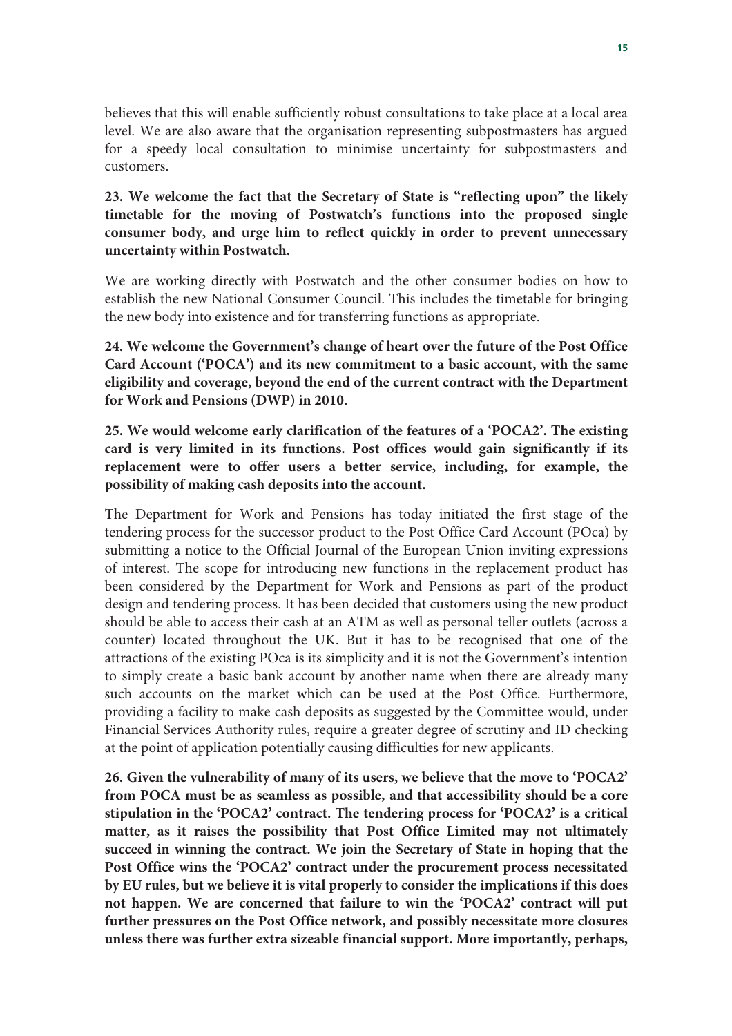believes that this will enable sufficiently robust consultations to take place at a local area level. We are also aware that the organisation representing subpostmasters has argued for a speedy local consultation to minimise uncertainty for subpostmasters and customers.

**23. We welcome the fact that the Secretary of State is "reflecting upon" the likely timetable for the moving of Postwatch's functions into the proposed single consumer body, and urge him to reflect quickly in order to prevent unnecessary uncertainty within Postwatch.**

We are working directly with Postwatch and the other consumer bodies on how to establish the new National Consumer Council. This includes the timetable for bringing the new body into existence and for transferring functions as appropriate.

**24. We welcome the Government's change of heart over the future of the Post Office Card Account ('POCA') and its new commitment to a basic account, with the same eligibility and coverage, beyond the end of the current contract with the Department for Work and Pensions (DWP) in 2010.**

**25. We would welcome early clarification of the features of a 'POCA2'. The existing card is very limited in its functions. Post offices would gain significantly if its replacement were to offer users a better service, including, for example, the possibility of making cash deposits into the account.**

The Department for Work and Pensions has today initiated the first stage of the tendering process for the successor product to the Post Office Card Account (POca) by submitting a notice to the Official Journal of the European Union inviting expressions of interest. The scope for introducing new functions in the replacement product has been considered by the Department for Work and Pensions as part of the product design and tendering process. It has been decided that customers using the new product should be able to access their cash at an ATM as well as personal teller outlets (across a counter) located throughout the UK. But it has to be recognised that one of the attractions of the existing POca is its simplicity and it is not the Government's intention to simply create a basic bank account by another name when there are already many such accounts on the market which can be used at the Post Office. Furthermore, providing a facility to make cash deposits as suggested by the Committee would, under Financial Services Authority rules, require a greater degree of scrutiny and ID checking at the point of application potentially causing difficulties for new applicants.

**26. Given the vulnerability of many of its users, we believe that the move to 'POCA2' from POCA must be as seamless as possible, and that accessibility should be a core stipulation in the 'POCA2' contract. The tendering process for 'POCA2' is a critical matter, as it raises the possibility that Post Office Limited may not ultimately succeed in winning the contract. We join the Secretary of State in hoping that the Post Office wins the 'POCA2' contract under the procurement process necessitated by EU rules, but we believe it is vital properly to consider the implications if this does not happen. We are concerned that failure to win the 'POCA2' contract will put further pressures on the Post Office network, and possibly necessitate more closures unless there was further extra sizeable financial support. More importantly, perhaps,**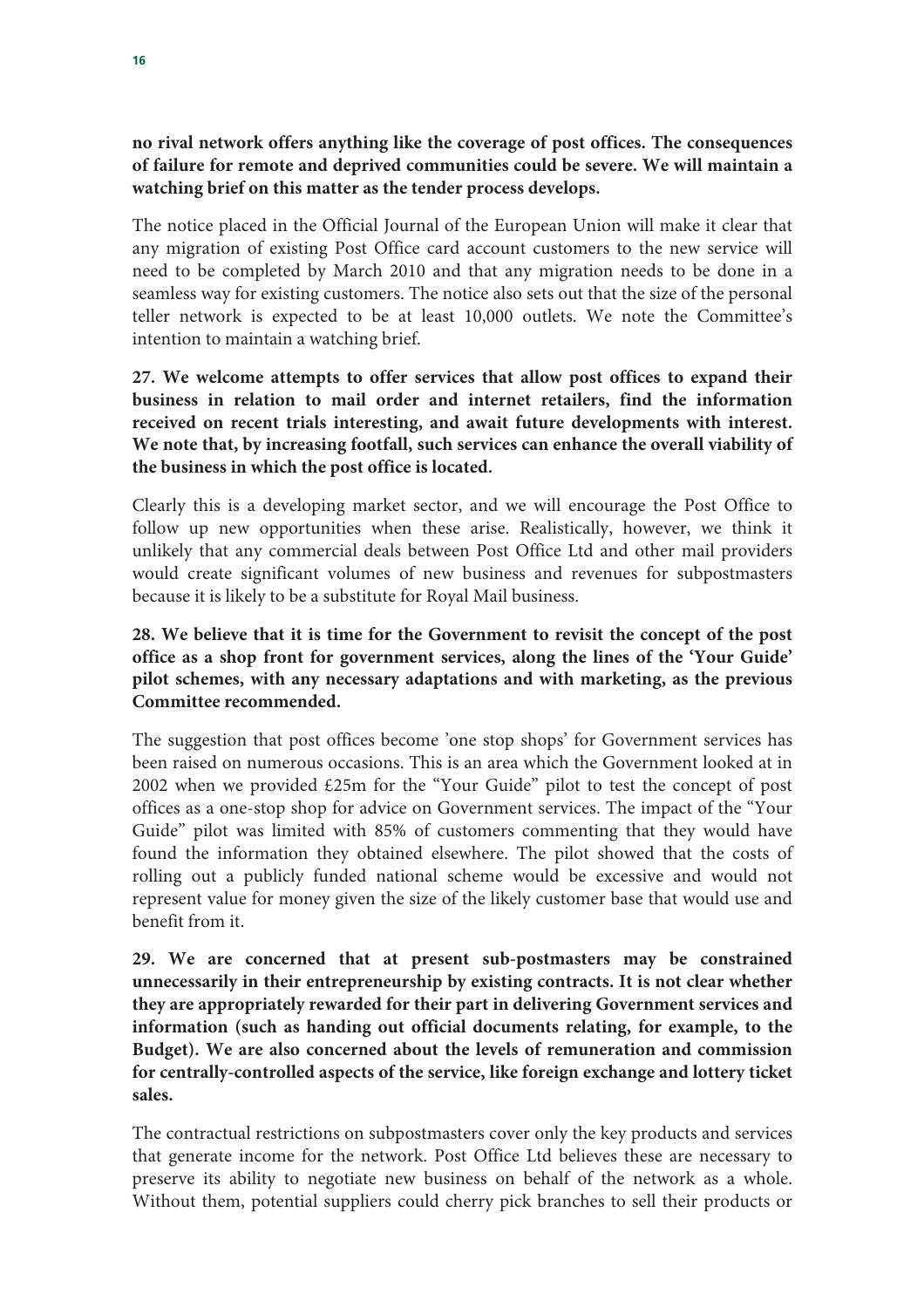**no rival network offers anything like the coverage of post offices. The consequences of failure for remote and deprived communities could be severe. We will maintain a watching brief on this matter as the tender process develops.**

The notice placed in the Official Journal of the European Union will make it clear that any migration of existing Post Office card account customers to the new service will need to be completed by March 2010 and that any migration needs to be done in a seamless way for existing customers. The notice also sets out that the size of the personal teller network is expected to be at least 10,000 outlets. We note the Committee's intention to maintain a watching brief.

**27. We welcome attempts to offer services that allow post offices to expand their business in relation to mail order and internet retailers, find the information received on recent trials interesting, and await future developments with interest. We note that, by increasing footfall, such services can enhance the overall viability of the business in which the post office is located.**

Clearly this is a developing market sector, and we will encourage the Post Office to follow up new opportunities when these arise. Realistically, however, we think it unlikely that any commercial deals between Post Office Ltd and other mail providers would create significant volumes of new business and revenues for subpostmasters because it is likely to be a substitute for Royal Mail business.

**28. We believe that it is time for the Government to revisit the concept of the post office as a shop front for government services, along the lines of the 'Your Guide' pilot schemes, with any necessary adaptations and with marketing, as the previous Committee recommended.**

The suggestion that post offices become 'one stop shops' for Government services has been raised on numerous occasions. This is an area which the Government looked at in 2002 when we provided £25m for the "Your Guide" pilot to test the concept of post offices as a one-stop shop for advice on Government services. The impact of the "Your Guide" pilot was limited with 85% of customers commenting that they would have found the information they obtained elsewhere. The pilot showed that the costs of rolling out a publicly funded national scheme would be excessive and would not represent value for money given the size of the likely customer base that would use and benefit from it.

**29. We are concerned that at present sub-postmasters may be constrained unnecessarily in their entrepreneurship by existing contracts. It is not clear whether they are appropriately rewarded for their part in delivering Government services and information (such as handing out official documents relating, for example, to the Budget). We are also concerned about the levels of remuneration and commission for centrally-controlled aspects of the service, like foreign exchange and lottery ticket sales.**

The contractual restrictions on subpostmasters cover only the key products and services that generate income for the network. Post Office Ltd believes these are necessary to preserve its ability to negotiate new business on behalf of the network as a whole. Without them, potential suppliers could cherry pick branches to sell their products or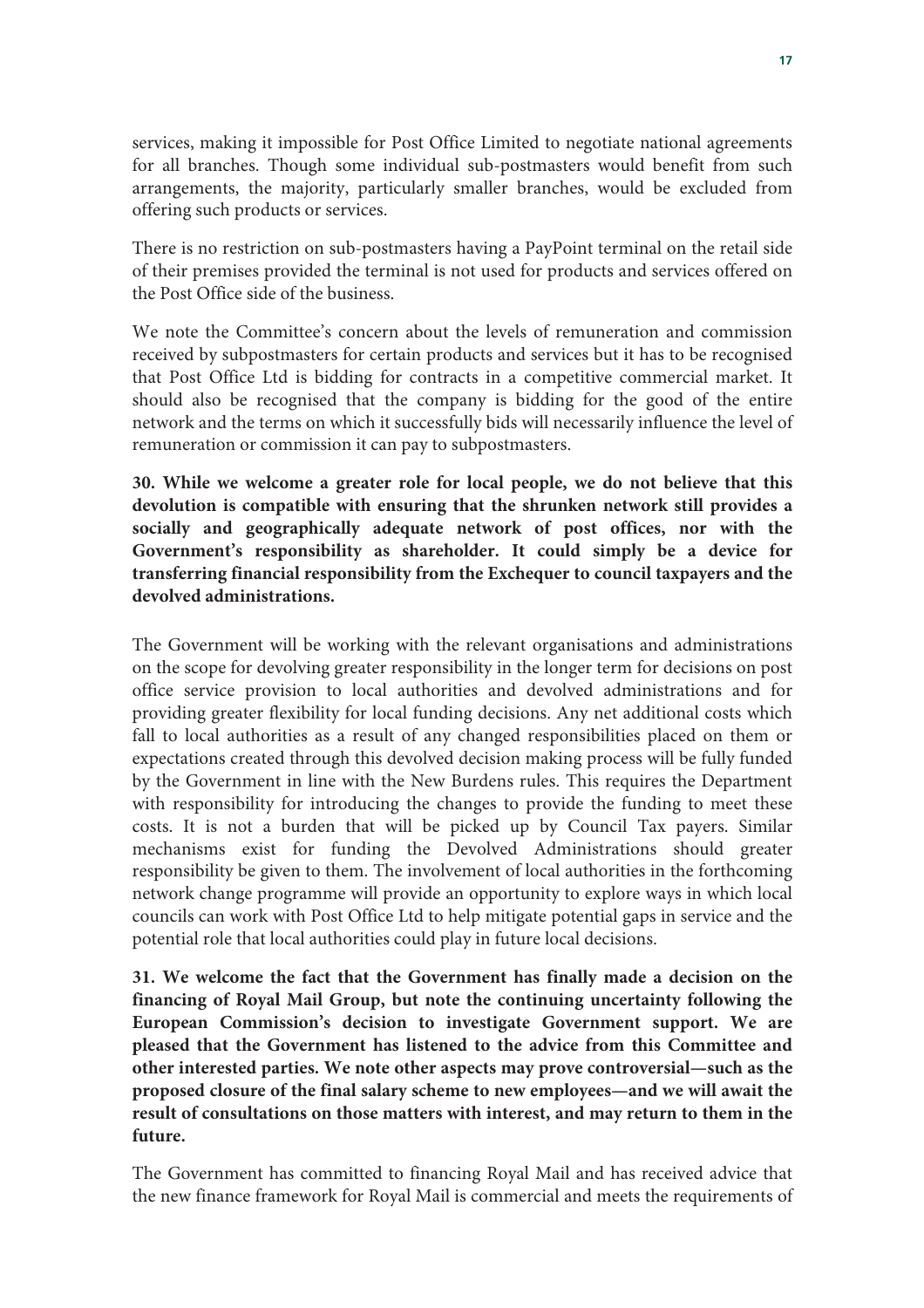services, making it impossible for Post Office Limited to negotiate national agreements for all branches. Though some individual sub-postmasters would benefit from such arrangements, the majority, particularly smaller branches, would be excluded from offering such products or services.

There is no restriction on sub-postmasters having a PayPoint terminal on the retail side of their premises provided the terminal is not used for products and services offered on the Post Office side of the business.

We note the Committee's concern about the levels of remuneration and commission received by subpostmasters for certain products and services but it has to be recognised that Post Office Ltd is bidding for contracts in a competitive commercial market. It should also be recognised that the company is bidding for the good of the entire network and the terms on which it successfully bids will necessarily influence the level of remuneration or commission it can pay to subpostmasters.

**30. While we welcome a greater role for local people, we do not believe that this devolution is compatible with ensuring that the shrunken network still provides a socially and geographically adequate network of post offices, nor with the Government's responsibility as shareholder. It could simply be a device for transferring financial responsibility from the Exchequer to council taxpayers and the devolved administrations.**

The Government will be working with the relevant organisations and administrations on the scope for devolving greater responsibility in the longer term for decisions on post office service provision to local authorities and devolved administrations and for providing greater flexibility for local funding decisions. Any net additional costs which fall to local authorities as a result of any changed responsibilities placed on them or expectations created through this devolved decision making process will be fully funded by the Government in line with the New Burdens rules. This requires the Department with responsibility for introducing the changes to provide the funding to meet these costs. It is not a burden that will be picked up by Council Tax payers. Similar mechanisms exist for funding the Devolved Administrations should greater responsibility be given to them. The involvement of local authorities in the forthcoming network change programme will provide an opportunity to explore ways in which local councils can work with Post Office Ltd to help mitigate potential gaps in service and the potential role that local authorities could play in future local decisions.

**31. We welcome the fact that the Government has finally made a decision on the financing of Royal Mail Group, but note the continuing uncertainty following the European Commission's decision to investigate Government support. We are pleased that the Government has listened to the advice from this Committee and other interested parties. We note other aspects may prove controversial—such as the proposed closure of the final salary scheme to new employees—and we will await the result of consultations on those matters with interest, and may return to them in the future.**

The Government has committed to financing Royal Mail and has received advice that the new finance framework for Royal Mail is commercial and meets the requirements of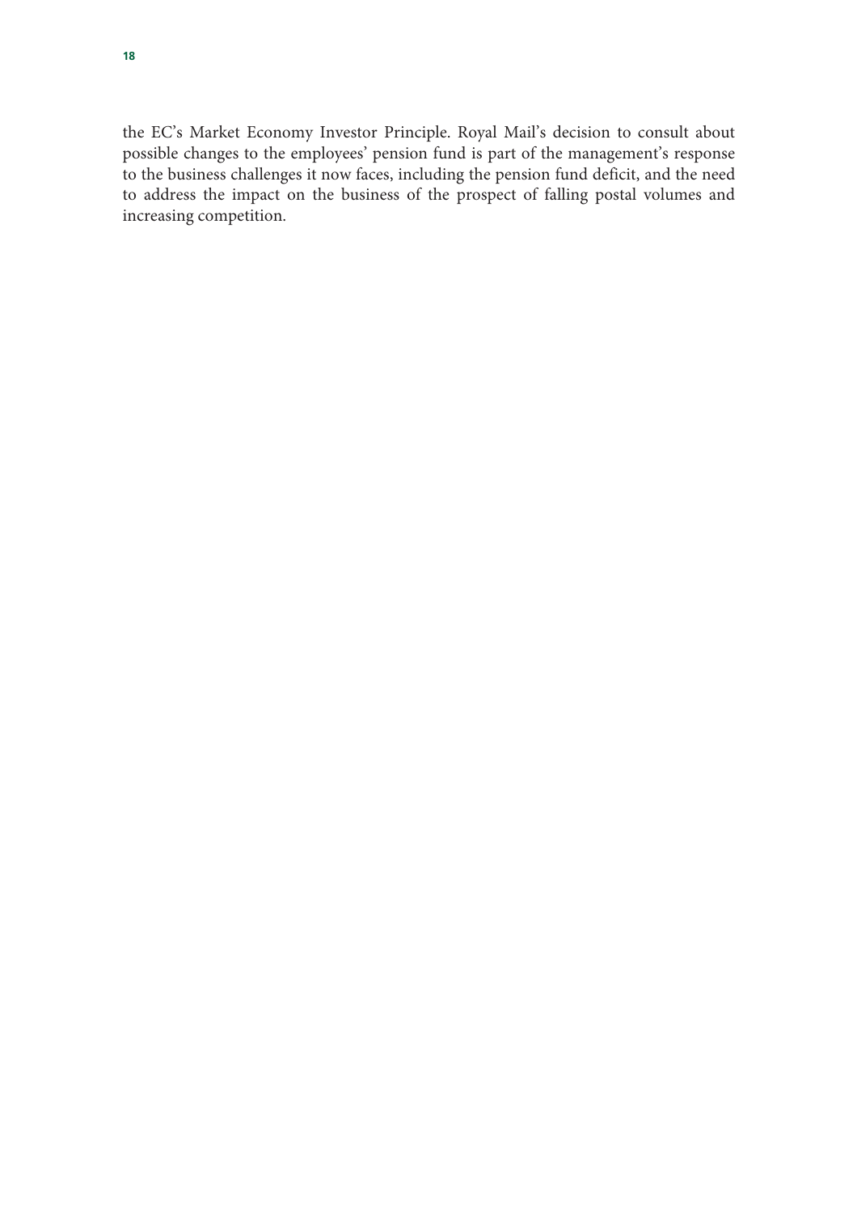the EC's Market Economy Investor Principle. Royal Mail's decision to consult about possible changes to the employees' pension fund is part of the management's response to the business challenges it now faces, including the pension fund deficit, and the need to address the impact on the business of the prospect of falling postal volumes and increasing competition.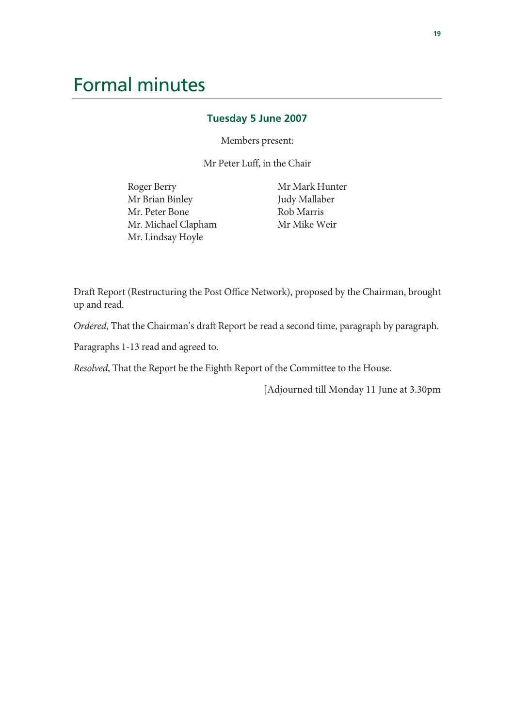# Formal minutes

### Tuesday 5 June 2007

Members present:

Mr Peter Luff, in the Chair

Roger Berry
Mr Brian Binley
Mr. Peter Bone
Mr. Michael Clapham
Mr. Lindsay Hoyle
Mr Mark Hunter
Judy Mallaber
Rob Marris
Mr Mike Weir

Draft Report (Restructuring the Post Office Network), proposed by the Chairman, brought up and read.

*Ordered*, That the Chairman's draft Report be read a second time, paragraph by paragraph.

Paragraphs 1-13 read and agreed to.

*Resolved*, That the Report be the Eighth Report of the Committee to the House.

[Adjourned till Monday 11 June at 3.30pm